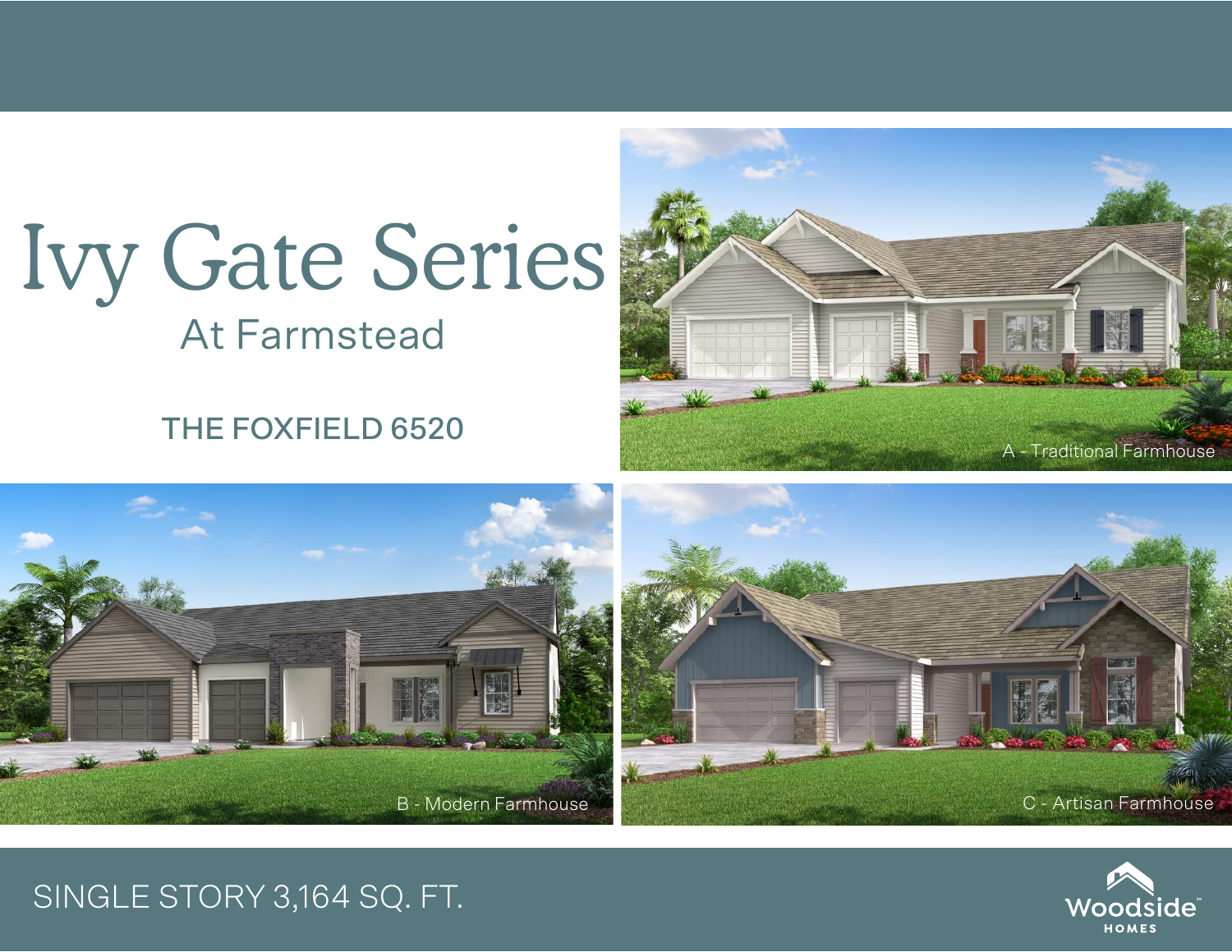# Ivy Gate Series

## At Farmstead

### THE FOXFIELD 6520

A - Traditional Farmhouse

B - Modern Farmhouse

C - Artisan Farmhouse

SINGLE STORY 3,164 SQ. FT.

Woodside HOMES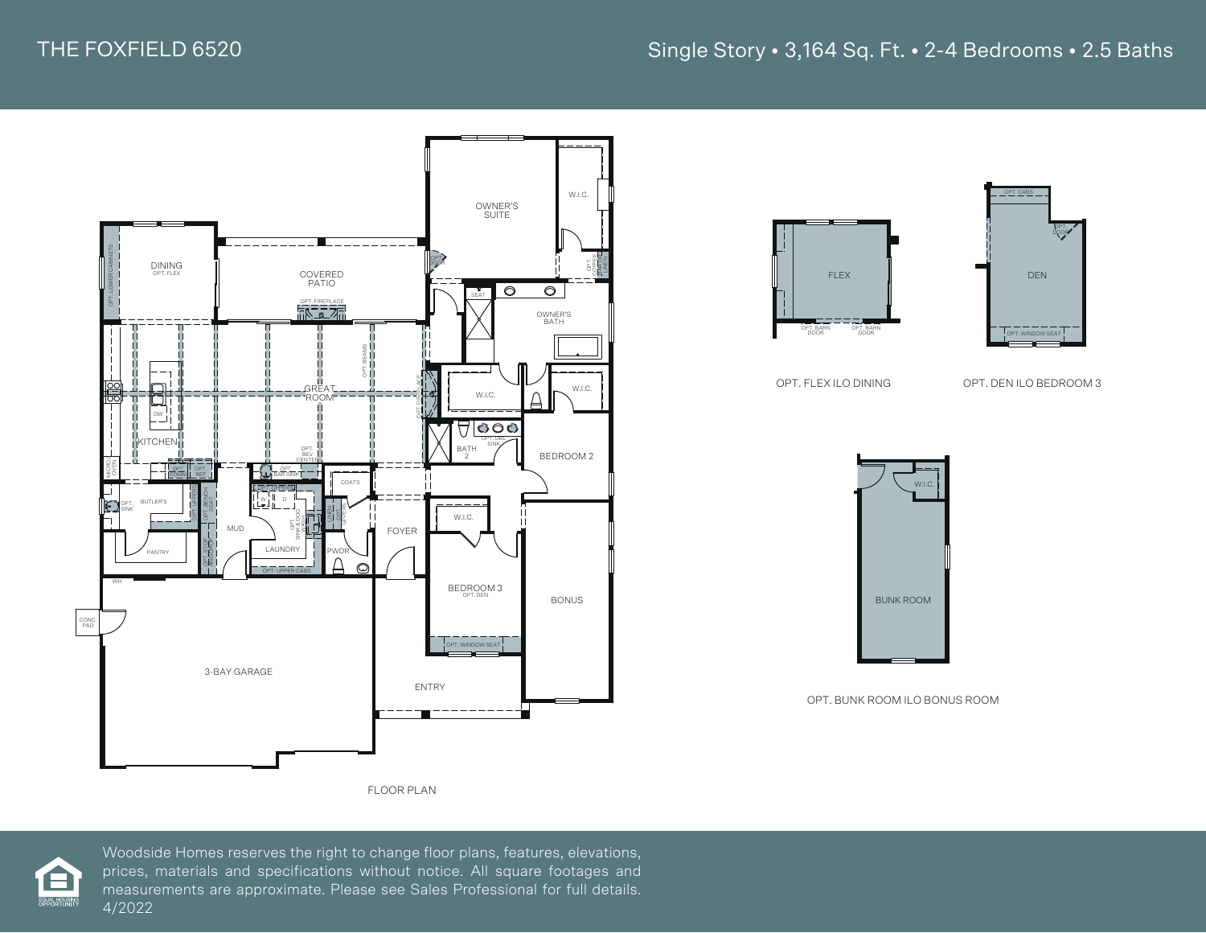# THE FOXFIELD 6520

Single Story • 3,164 Sq. Ft. • 2-4 Bedrooms • 2.5 Baths

OWNER'S SUITE
W.I.C.
OPT. DOOR
OPT. COFFEE BAR/KITCHEN
DINING
OPT. FLEX
OPT. LOWER CABINETS
COVERED PATIO
OPT. FIREPLACE
SEAT
OWNER'S BATH
OPT. BEAMS
GREAT ROOM
KITCHEN
DW
MICRO/OVEN
OPT. FIREPLACE
W.I.C.
W.I.C.
OPT. DBL SINK
BATH 2
BEDROOM 2
OPT. COMBO
OPT. REF.
OPT. BEV CENTER
OPT. BAR SINK
OPT. SINK
BUTLER'S
OPT. UPPERS
OPT. BENCH SEAT
OPT. UPPERS
W
D
OPT. SINK & DOG WASH
COATS
LINEN
OPT. UPPERS
W.I.C.
PANTRY
MUD
OPT. DROP ZONE/LOCKERS
LAUNDRY
OPT. UPPER CABS
PWDR
FOYER
BEDROOM 3
OPT. DEN
BONUS
WH
CONC. PAD
OPT. WINDOW SEAT
3-BAY GARAGE
ENTRY

FLOOR PLAN

FLEX
OPT. BARN DOOR
OPT. BARN DOOR

OPT. FLEX ILO DINING

OPT. CABS
OPT. DOOR
DEN
OPT. WINDOW SEAT

OPT. DEN ILO BEDROOM 3

W.I.C.
BUNK ROOM

OPT. BUNK ROOM ILO BONUS ROOM

EQUAL HOUSING OPPORTUNITY

Woodside Homes reserves the right to change floor plans, features, elevations, prices, materials and specifications without notice. All square footages and measurements are approximate. Please see Sales Professional for full details. 4/2022